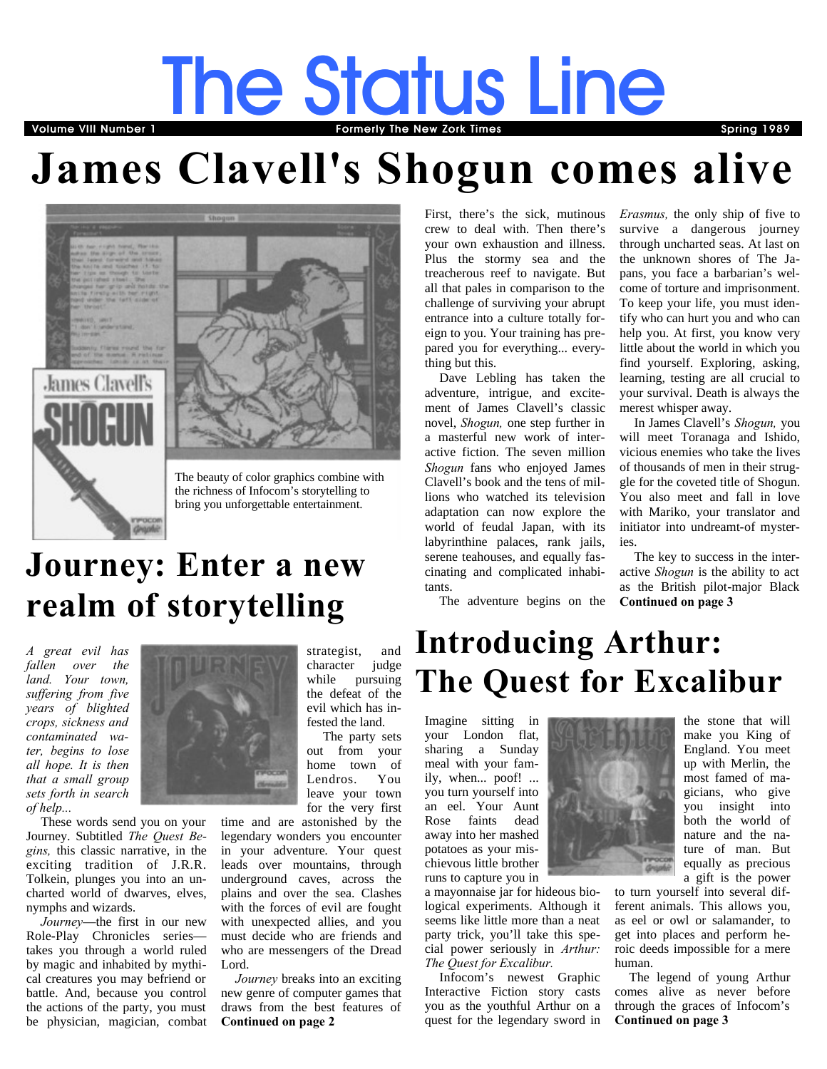# The Status Line

Volume VIII Number 1 — Formerly The New Zork Times — Spring 1989

# James Clavell's Shogun comes alive

The beauty of color graphics combine with the richness of Infocom's storytelling to bring you unforgettable entertainment.

First, there's the sick, mutinous crew to deal with. Then there's your own exhaustion and illness. Plus the stormy sea and the treacherous reef to navigate. But all that pales in comparison to the challenge of surviving your abrupt entrance into a culture totally foreign to you. Your training has prepared you for everything... everything but this.

Dave Lebling has taken the adventure, intrigue, and excitement of James Clavell's classic novel, *Shogun,* one step further in a masterful new work of interactive fiction. The seven million *Shogun* fans who enjoyed James Clavell's book and the tens of millions who watched its television adaptation can now explore the world of feudal Japan, with its labyrinthine palaces, rank jails, serene teahouses, and equally fascinating and complicated inhabitants.

The adventure begins on the *Erasmus,* the only ship of five to survive a dangerous journey through uncharted seas. At last on the unknown shores of The Japans, you face a barbarian's welcome of torture and imprisonment. To keep your life, you must identify who can hurt you and who can help you. At first, you know very little about the world in which you find yourself. Exploring, asking, learning, testing are all crucial to your survival. Death is always the merest whisper away.

In James Clavell's *Shogun,* you will meet Toranaga and Ishido, vicious enemies who take the lives of thousands of men in their struggle for the coveted title of Shogun. You also meet and fall in love with Mariko, your translator and initiator into undreamt-of mysteries.

The key to success in the interactive *Shogun* is the ability to act as the British pilot-major Black **Continued on page 3**

# Journey: Enter a new realm of storytelling

*A great evil has fallen over the land. Your town, suffering from five years of blighted crops, sickness and contaminated water, begins to lose all hope. It is then that a small group sets forth in search of help...*

These words send you on your Journey. Subtitled *The Quest Begins,* this classic narrative, in the exciting tradition of J.R.R. Tolkein, plunges you into an uncharted world of dwarves, elves, nymphs and wizards.

*Journey*—the first in our new Role-Play Chronicles series—takes you through a world ruled by magic and inhabited by mythical creatures you may befriend or battle. And, because you control the actions of the party, you must be physician, magician, combat strategist, and character judge while pursuing the defeat of the evil which has infested the land.

The party sets out from your home town of Lendros. You leave your town for the very first time and are astonished by the legendary wonders you encounter in your adventure. Your quest leads over mountains, through underground caves, across the plains and over the sea. Clashes with the forces of evil are fought with unexpected allies, and you must decide who are friends and who are messengers of the Dread Lord.

*Journey* breaks into an exciting new genre of computer games that draws from the best features of **Continued on page 2**

# Introducing Arthur: The Quest for Excalibur

Imagine sitting in your London flat, sharing a Sunday meal with your family, when... poof! ... you turn yourself into an eel. Your Aunt Rose faints dead away into her mashed potatoes as your mischievous little brother runs to capture you in a mayonnaise jar for hideous biological experiments. Although it seems like little more than a neat party trick, you'll take this special power seriously in *Arthur: The Quest for Excalibur.*

Infocom's newest Graphic Interactive Fiction story casts you as the youthful Arthur on a quest for the legendary sword in the stone that will make you King of England. You meet up with Merlin, the most famed of magicians, who give you insight into both the world of nature and the nature of man. But equally as precious a gift is the power to turn yourself into several different animals. This allows you, as eel or owl or salamander, to get into places and perform heroic deeds impossible for a mere human.

The legend of young Arthur comes alive as never before through the graces of Infocom's **Continued on page 3**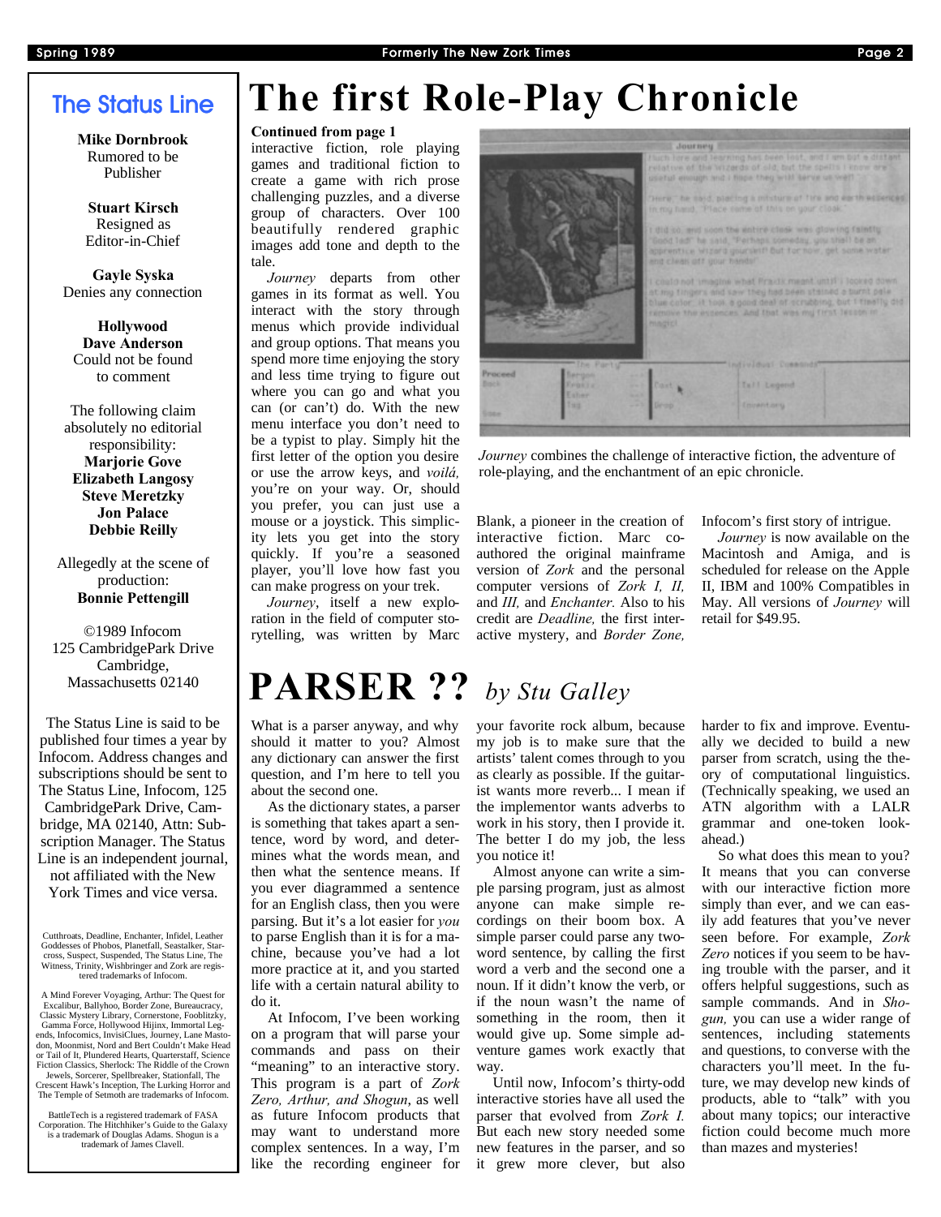## The Status Line

**Mike Dornbrook**
Rumored to be Publisher

**Stuart Kirsch**
Resigned as Editor-in-Chief

**Gayle Syska**
Denies any connection

**Hollywood Dave Anderson**
Could not be found to comment

The following claim absolutely no editorial responsibility:
**Marjorie Gove**
**Elizabeth Langosy**
**Steve Meretzky**
**Jon Palace**
**Debbie Reilly**

Allegedly at the scene of production:
**Bonnie Pettengill**

©1989 Infocom
125 CambridgePark Drive
Cambridge, Massachusetts 02140

The Status Line is said to be published four times a year by Infocom. Address changes and subscriptions should be sent to The Status Line, Infocom, 125 CambridgePark Drive, Cambridge, MA 02140, Attn: Subscription Manager. The Status Line is an independent journal, not affiliated with the New York Times and vice versa.

Cutthroats, Deadline, Enchanter, Infidel, Leather Goddesses of Phobos, Planetfall, Seastalker, Starcross, Suspect, Suspended, The Status Line, The Witness, Trinity, Wishbringer and Zork are registered trademarks of Infocom.

A Mind Forever Voyaging, Arthur: The Quest for Excalibur, Ballyhoo, Border Zone, Bureaucracy, Classic Mystery Library, Cornerstone, Fooblitzky, Gamma Force, Hollywood Hijinx, Immortal Legends, Infocomics, InvisiClues, Journey, Lane Mastodon, Moonmist, Nord and Bert Couldn't Make Head or Tail of It, Plundered Hearts, Quarterstaff, Science Fiction Classics, Sherlock: The Riddle of the Crown Jewels, Sorcerer, Spellbreaker, Stationfall, The Crescent Hawk's Inception, The Lurking Horror and The Temple of Setmoth are trademarks of Infocom.

BattleTech is a registered trademark of FASA Corporation. The Hitchhiker's Guide to the Galaxy is a trademark of Douglas Adams. Shogun is a trademark of James Clavell.

# The first Role-Play Chronicle

**Continued from page 1**

interactive fiction, role playing games and traditional fiction to create a game with rich prose challenging puzzles, and a diverse group of characters. Over 100 beautifully rendered graphic images add tone and depth to the tale.

*Journey* departs from other games in its format as well. You interact with the story through menus which provide individual and group options. That means you spend more time enjoying the story and less time trying to figure out where you can go and what you can (or can't) do. With the new menu interface you don't need to be a typist to play. Simply hit the first letter of the option you desire or use the arrow keys, and *voilá,* you're on your way. Or, should you prefer, you can just use a mouse or a joystick. This simplicity lets you get into the story quickly. If you're a seasoned player, you'll love how fast you can make progress on your trek.

*Journey*, itself a new exploration in the field of computer storytelling, was written by Marc Blank, a pioneer in the creation of interactive fiction. Marc co-authored the original mainframe version of *Zork* and the personal computer versions of *Zork I, II,* and *III,* and *Enchanter.* Also to his credit are *Deadline,* the first interactive mystery, and *Border Zone,* Infocom's first story of intrigue.

*Journey* is now available on the Macintosh and Amiga, and is scheduled for release on the Apple II, IBM and 100% Compatibles in May. All versions of *Journey* will retail for $49.95.

*Journey* combines the challenge of interactive fiction, the adventure of role-playing, and the enchantment of an epic chronicle.

# PARSER ?? *by Stu Galley*

What is a parser anyway, and why should it matter to you? Almost any dictionary can answer the first question, and I'm here to tell you about the second one.

As the dictionary states, a parser is something that takes apart a sentence, word by word, and determines what the words mean, and then what the sentence means. If you ever diagrammed a sentence for an English class, then you were parsing. But it's a lot easier for *you* to parse English than it is for a machine, because you've had a lot more practice at it, and you started life with a certain natural ability to do it.

At Infocom, I've been working on a program that will parse your commands and pass on their "meaning" to an interactive story. This program is a part of *Zork Zero, Arthur, and Shogun*, as well as future Infocom products that may want to understand more complex sentences. In a way, I'm like the recording engineer for your favorite rock album, because my job is to make sure that the artists' talent comes through to you as clearly as possible. If the guitarist wants more reverb... I mean if the implementor wants adverbs to work in his story, then I provide it. The better I do my job, the less you notice it!

Almost anyone can write a simple parsing program, just as almost anyone can make simple recordings on their boom box. A simple parser could parse any two-word sentence, by calling the first word a verb and the second one a noun. If it didn't know the verb, or if the noun wasn't the name of something in the room, then it would give up. Some simple adventure games work exactly that way.

Until now, Infocom's thirty-odd interactive stories have all used the parser that evolved from *Zork I.* But each new story needed some new features in the parser, and so it grew more clever, but also harder to fix and improve. Eventually we decided to build a new parser from scratch, using the theory of computational linguistics. (Technically speaking, we used an ATN algorithm with a LALR grammar and one-token look-ahead.)

So what does this mean to you? It means that you can converse with our interactive fiction more simply than ever, and we can easily add features that you've never seen before. For example, *Zork Zero* notices if you seem to be having trouble with the parser, and it offers helpful suggestions, such as sample commands. And in *Shogun,* you can use a wider range of sentences, including statements and questions, to converse with the characters you'll meet. In the future, we may develop new kinds of products, able to "talk" with you about many topics; our interactive fiction could become much more than mazes and mysteries!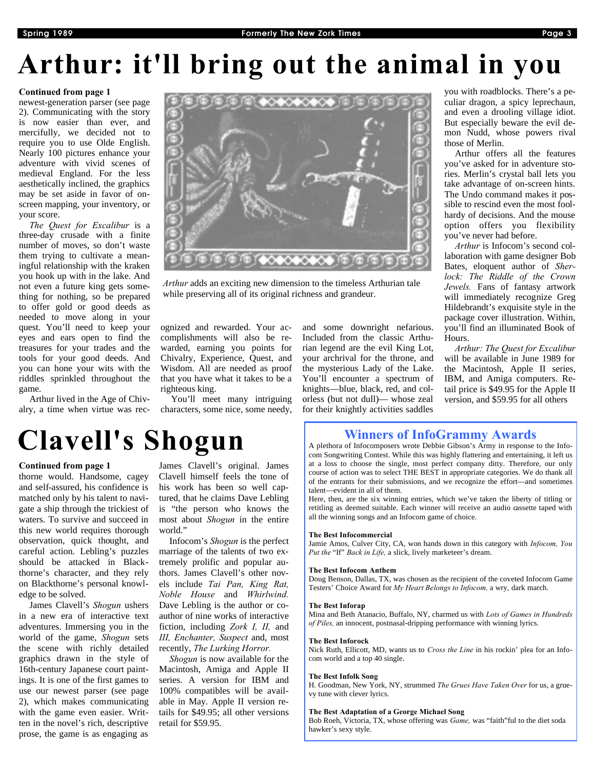# Arthur: it'll bring out the animal in you

**Continued from page 1**

newest-generation parser (see page 2). Communicating with the story is now easier than ever, and mercifully, we decided not to require you to use Olde English. Nearly 100 pictures enhance your adventure with vivid scenes of medieval England. For the less aesthetically inclined, the graphics may be set aside in favor of on-screen mapping, your inventory, or your score.

*The Quest for Excalibur* is a three-day crusade with a finite number of moves, so don't waste them trying to cultivate a meaningful relationship with the kraken you hook up with in the lake. And not even a future king gets something for nothing, so be prepared to offer gold or good deeds as needed to move along in your quest. You'll need to keep your eyes and ears open to find the treasures for your trades and the tools for your good deeds. And you can hone your wits with the riddles sprinkled throughout the game.

Arthur lived in the Age of Chivalry, a time when virtue was recognized and rewarded. Your accomplishments will also be rewarded, earning you points for Chivalry, Experience, Quest, and Wisdom. All are needed as proof that you have what it takes to be a righteous king.

*Arthur* adds an exciting new dimension to the timeless Arthurian tale while preserving all of its original richness and grandeur.

You'll meet many intriguing characters, some nice, some needy, and some downright nefarious. Included from the classic Arthurian legend are the evil King Lot, your archrival for the throne, and the mysterious Lady of the Lake. You'll encounter a spectrum of knights—blue, black, red, and colorless (but not dull)— whose zeal for their knightly activities saddles you with roadblocks. There's a peculiar dragon, a spicy leprechaun, and even a drooling village idiot. But especially beware the evil demon Nudd, whose powers rival those of Merlin.

Arthur offers all the features you've asked for in adventure stories. Merlin's crystal ball lets you take advantage of on-screen hints. The Undo command makes it possible to rescind even the most foolhardy of decisions. And the mouse option offers you flexibility you've never had before.

*Arthur* is Infocom's second collaboration with game designer Bob Bates, eloquent author of *Sherlock: The Riddle of the Crown Jewels.* Fans of fantasy artwork will immediately recognize Greg Hildebrandt's exquisite style in the package cover illustration. Within, you'll find an illuminated Book of Hours.

*Arthur: The Quest for Excalibur* will be available in June 1989 for the Macintosh, Apple II series, IBM, and Amiga computers. Retail price is $49.95 for the Apple II version, and $59.95 for all others

# Clavell's Shogun

**Continued from page 1**

thorne would. Handsome, cagey and self-assured, his confidence is matched only by his talent to navigate a ship through the trickiest of waters. To survive and succeed in this new world requires thorough observation, quick thought, and careful action. Lebling's puzzles should be attacked in Blackthorne's character, and they rely on Blackthorne's personal knowledge to be solved.

James Clavell's *Shogun* ushers in a new era of interactive text adventures. Immersing you in the world of the game, *Shogun* sets the scene with richly detailed graphics drawn in the style of 16th-century Japanese court paintings. It is one of the first games to use our newest parser (see page 2), which makes communicating with the game even easier. Written in the novel's rich, descriptive prose, the game is as engaging as James Clavell's original. James Clavell himself feels the tone of his work has been so well captured, that he claims Dave Lebling is "the person who knows the most about *Shogun* in the entire world."

Infocom's *Shogun* is the perfect marriage of the talents of two extremely prolific and popular authors. James Clavell's other novels include *Tai Pan, King Rat, Noble House* and *Whirlwind.* Dave Lebling is the author or coauthor of nine works of interactive fiction, including *Zork I, II,* and *III, Enchanter, Suspect* and, most recently, *The Lurking Horror.*

*Shogun* is now available for the Macintosh, Amiga and Apple II series. A version for IBM and 100% compatibles will be available in May. Apple II version retails for $49.95; all other versions retail for $59.95.

## Winners of InfoGrammy Awards

A plethora of Infocomposers wrote Debbie Gibson's Army in response to the Infocom Songwriting Contest. While this was highly flattering and entertaining, it left us at a loss to choose the single, most perfect company ditty. Therefore, our only course of action was to select THE BEST in appropriate categories. We do thank all of the entrants for their submissions, and we recognize the effort—and sometimes talent—evident in all of them.

Here, then, are the six winning entries, which we've taken the liberty of titling or retitling as deemed suitable. Each winner will receive an audio cassette taped with all the winning songs and an Infocom game of choice.

**The Best Infocommercial**
Jamie Amos, Culver City, CA, won hands down in this category with *Infocom, You Put the* "If" *Back in Life,* a slick, lively marketeer's dream.

**The Best Infocom Anthem**
Doug Benson, Dallas, TX, was chosen as the recipient of the coveted Infocom Game Testers' Choice Award for *My Heart Belongs to Infocom,* a wry, dark march.

**The Best Inforap**
Mina and Beth Atanacio, Buffalo, NY, charmed us with *Lots of Games in Hundreds of Piles,* an innocent, postnasal-dripping performance with winning lyrics.

**The Best Inforock**
Nick Ruth, Ellicott, MD, wants us to *Cross the Line* in his rockin' plea for an Infocom world and a top 40 single.

**The Best Infolk Song**
H. Goodman, New York, NY, strummed *The Grues Have Taken Over* for us, a gruevy tune with clever lyrics.

**The Best Adaptation of a George Michael Song**
Bob Roeh, Victoria, TX, whose offering was *Game,* was "faith"ful to the diet soda hawker's sexy style.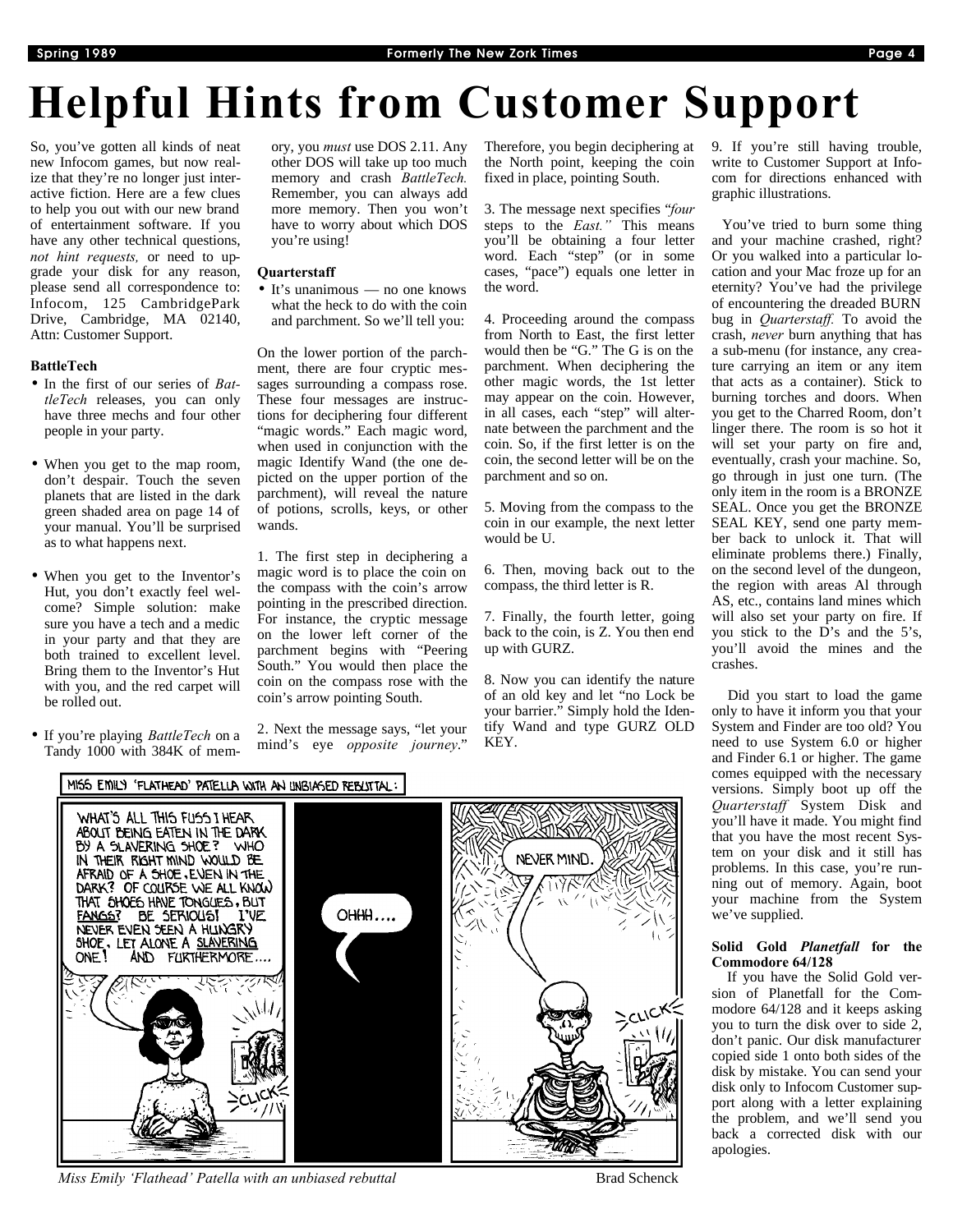# Helpful Hints from Customer Support

So, you've gotten all kinds of neat new Infocom games, but now realize that they're no longer just interactive fiction. Here are a few clues to help you out with our new brand of entertainment software. If you have any other technical questions, *not hint requests,* or need to upgrade your disk for any reason, please send all correspondence to: Infocom, 125 CambridgePark Drive, Cambridge, MA 02140, Attn: Customer Support.

**BattleTech**

- In the first of our series of *BattleTech* releases, you can only have three mechs and four other people in your party.
- When you get to the map room, don't despair. Touch the seven planets that are listed in the dark green shaded area on page 14 of your manual. You'll be surprised as to what happens next.
- When you get to the Inventor's Hut, you don't exactly feel welcome? Simple solution: make sure you have a tech and a medic in your party and that they are both trained to excellent level. Bring them to the Inventor's Hut with you, and the red carpet will be rolled out.
- If you're playing *BattleTech* on a Tandy 1000 with 384K of memory, you *must* use DOS 2.11. Any other DOS will take up too much memory and crash *BattleTech.* Remember, you can always add more memory. Then you won't have to worry about which DOS you're using!

**Quarterstaff**

- It's unanimous — no one knows what the heck to do with the coin and parchment. So we'll tell you:

On the lower portion of the parchment, there are four cryptic messages surrounding a compass rose. These four messages are instructions for deciphering four different "magic words." Each magic word, when used in conjunction with the magic Identify Wand (the one depicted on the upper portion of the parchment), will reveal the nature of potions, scrolls, keys, or other wands.

1. The first step in deciphering a magic word is to place the coin on the compass with the coin's arrow pointing in the prescribed direction. For instance, the cryptic message on the lower left corner of the parchment begins with "Peering South." You would then place the coin on the compass rose with the coin's arrow pointing South.

2. Next the message says, "let your mind's eye *opposite journey*." Therefore, you begin deciphering at the North point, keeping the coin fixed in place, pointing South.

3. The message next specifies "*four* steps to the *East.*" This means you'll be obtaining a four letter word. Each "step" (or in some cases, "pace") equals one letter in the word.

4. Proceeding around the compass from North to East, the first letter would then be "G." The G is on the parchment. When deciphering the other magic words, the 1st letter may appear on the coin. However, in all cases, each "step" will alternate between the parchment and the coin. So, if the first letter is on the coin, the second letter will be on the parchment and so on.

5. Moving from the compass to the coin in our example, the next letter would be U.

6. Then, moving back out to the compass, the third letter is R.

7. Finally, the fourth letter, going back to the coin, is Z. You then end up with GURZ.

8. Now you can identify the nature of an old key and let "no Lock be your barrier." Simply hold the Identify Wand and type GURZ OLD KEY.

9. If you're still having trouble, write to Customer Support at Infocom for directions enhanced with graphic illustrations.

You've tried to burn some thing and your machine crashed, right? Or you walked into a particular location and your Mac froze up for an eternity? You've had the privilege of encountering the dreaded BURN bug in *Quarterstaff.* To avoid the crash, *never* burn anything that has a sub-menu (for instance, any creature carrying an item or any item that acts as a container). Stick to burning torches and doors. When you get to the Charred Room, don't linger there. The room is so hot it will set your party on fire and, eventually, crash your machine. So, go through in just one turn. (The only item in the room is a BRONZE SEAL. Once you get the BRONZE SEAL KEY, send one party member back to unlock it. That will eliminate problems there.) Finally, on the second level of the dungeon, the region with areas Al through AS, etc., contains land mines which will also set your party on fire. If you stick to the D's and the 5's, you'll avoid the mines and the crashes.

Did you start to load the game only to have it inform you that your System and Finder are too old? You need to use System 6.0 or higher and Finder 6.1 or higher. The game comes equipped with the necessary versions. Simply boot up off the *Quarterstaff* System Disk and you'll have it made. You might find that you have the most recent System on your disk and it still has problems. In this case, you're running out of memory. Again, boot your machine from the System we've supplied.

**Solid Gold *Planetfall* for the Commodore 64/128**

If you have the Solid Gold version of Planetfall for the Commodore 64/128 and it keeps asking you to turn the disk over to side 2, don't panic. Our disk manufacturer copied side 1 onto both sides of the disk by mistake. You can send your disk only to Infocom Customer support along with a letter explaining the problem, and we'll send you back a corrected disk with our apologies.

*Miss Emily 'Flathead' Patella with an unbiased rebuttal* — Brad Schenck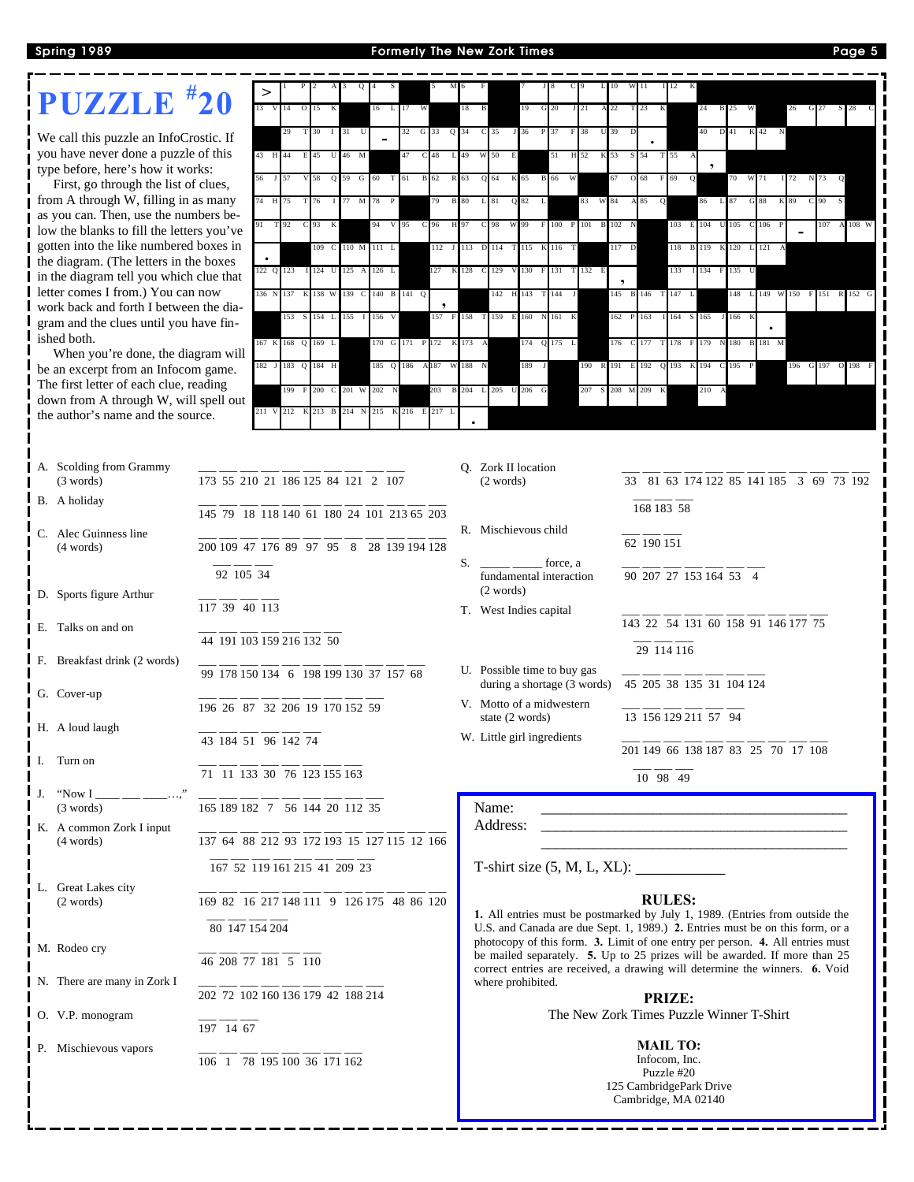# PUZZLE #20

We call this puzzle an InfoCrostic. If you have never done a puzzle of this type before, here's how it works:

First, go through the list of clues, from A through W, filling in as many as you can. Then, use the numbers below the blanks to fill the letters you've gotten into the like numbered boxes in the diagram. (The letters in the boxes in the diagram tell you which clue that letter comes I from.) You can now work back and forth I between the diagram and the clues until you have finished both.

When you're done, the diagram will be an excerpt from an Infocom game. The first letter of each clue, reading down from A through W, will spell out the author's name and the source.

A. Scolding from Grammy (3 words)
173 55 210 21 186 125 84 121 2 107

B. A holiday
145 79 18 118 140 61 180 24 101 213 65 203

C. Alec Guinness line (4 words)
200 109 47 176 89 97 95 8 28 139 194 128 92 105 34

D. Sports figure Arthur
117 39 40 113

E. Talks on and on
44 191 103 159 216 132 50

F. Breakfast drink (2 words)
99 178 150 134 6 198 199 130 37 157 68

G. Cover-up
196 26 87 32 206 19 170 152 59

H. A loud laugh
43 184 51 96 142 74

I. Turn on
71 11 133 30 76 123 155 163

J. "Now I ___ ___ ___…" (3 words)
165 189 182 7 56 144 20 112 35

K. A common Zork I input (4 words)
137 64 88 212 93 172 193 15 127 115 12 166 167 52 119 161 215 41 209 23

L. Great Lakes city (2 words)
169 82 16 217 148 111 9 126 175 48 86 120 80 147 154 204

M. Rodeo cry
46 208 77 181 5 110

N. There are many in Zork I
202 72 102 160 136 179 42 188 214

O. V.P. monogram
197 14 67

P. Mischievous vapors
106 1 78 195 100 36 171 162

Q. Zork II location (2 words)
33 81 63 174 122 85 141 185 3 69 73 192 168 183 58

R. Mischievous child
62 190 151

S. ___ ___ force, a fundamental interaction (2 words)
90 207 27 153 164 53 4

T. West Indies capital
143 22 54 131 60 158 91 146 177 75 29 114 116

U. Possible time to buy gas during a shortage (3 words)
45 205 38 135 31 104 124

V. Motto of a midwestern state (2 words)
13 156 129 211 57 94

W. Little girl ingredients
201 149 66 138 187 83 25 70 17 108 10 98 49

Name: ______________________________

Address: ______________________________

______________________________

T-shirt size (S, M, L, XL): ___________

**RULES:**

**1.** All entries must be postmarked by July 1, 1989. (Entries from outside the U.S. and Canada are due Sept. 1, 1989.) **2.** Entries must be on this form, or a photocopy of this form. **3.** Limit of one entry per person. **4.** All entries must be mailed separately. **5.** Up to 25 prizes will be awarded. If more than 25 correct entries are received, a drawing will determine the winners. **6.** Void where prohibited.

**PRIZE:**

The New Zork Times Puzzle Winner T-Shirt

**MAIL TO:**

Infocom, Inc.
Puzzle #20
125 CambridgePark Drive
Cambridge, MA 02140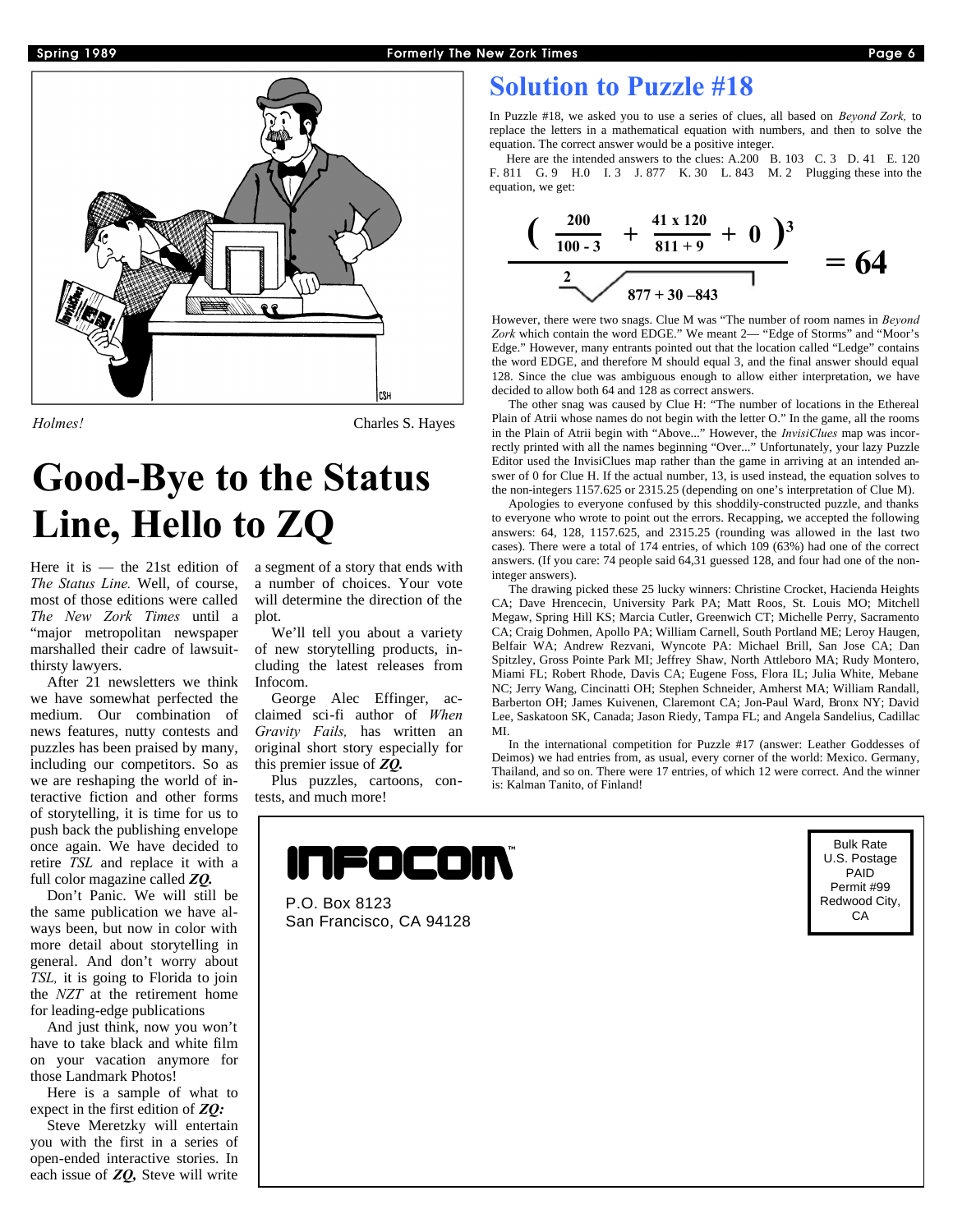*Holmes!* Charles S. Hayes

# Good-Bye to the Status Line, Hello to ZQ

Here it is — the 21st edition of *The Status Line.* Well, of course, most of those editions were called *The New Zork Times* until a "major metropolitan newspaper marshalled their cadre of lawsuit-thirsty lawyers.

After 21 newsletters we think we have somewhat perfected the medium. Our combination of news features, nutty contests and puzzles has been praised by many, including our competitors. So as we are reshaping the world of interactive fiction and other forms of storytelling, it is time for us to push back the publishing envelope once again. We have decided to retire *TSL* and replace it with a full color magazine called ***ZQ.***

Don't Panic. We will still be the same publication we have always been, but now in color with more detail about storytelling in general. And don't worry about *TSL,* it is going to Florida to join the *NZT* at the retirement home for leading-edge publications

And just think, now you won't have to take black and white film on your vacation anymore for those Landmark Photos!

Here is a sample of what to expect in the first edition of ***ZQ:***

Steve Meretzky will entertain you with the first in a series of open-ended interactive stories. In each issue of ***ZQ,*** Steve will write a segment of a story that ends with a number of choices. Your vote will determine the direction of the plot.

We'll tell you about a variety of new storytelling products, including the latest releases from Infocom.

George Alec Effinger, acclaimed sci-fi author of *When Gravity Fails,* has written an original short story especially for this premier issue of ***ZQ.***

Plus puzzles, cartoons, contests, and much more!

## Solution to Puzzle #18

In Puzzle #18, we asked you to use a series of clues, all based on *Beyond Zork,* to replace the letters in a mathematical equation with numbers, and then to solve the equation. The correct answer would be a positive integer.

Here are the intended answers to the clues: A. 200 B. 103 C. 3 D. 41 E. 120 F. 811 G. 9 H. 0 I. 3 J. 877 K. 30 L. 843 M. 2 Plugging these into the equation, we get:

$$\frac{\left(\frac{200}{100-3} + \frac{41 \times 120}{811+9} + 0\right)^3}{\sqrt[2]{877+30-843}} = 64$$

However, there were two snags. Clue M was "The number of room names in *Beyond Zork* which contain the word EDGE." We meant 2— "Edge of Storms" and "Moor's Edge." However, many entrants pointed out that the location called "Ledge" contains the word EDGE, and therefore M should equal 3, and the final answer should equal 128. Since the clue was ambiguous enough to allow either interpretation, we have decided to allow both 64 and 128 as correct answers.

The other snag was caused by Clue H: "The number of locations in the Ethereal Plain of Atrii whose names do not begin with the letter O." In the game, all the rooms in the Plain of Atrii begin with "Above..." However, the *InvisiClues* map was incorrectly printed with all the names beginning "Over..." Unfortunately, your lazy Puzzle Editor used the InvisiClues map rather than the game in arriving at an intended answer of 0 for Clue H. If the actual number, 13, is used instead, the equation solves to the non-integers 1157.625 or 2315.25 (depending on one's interpretation of Clue M).

Apologies to everyone confused by this shoddily-constructed puzzle, and thanks to everyone who wrote to point out the errors. Recapping, we accepted the following answers: 64, 128, 1157.625, and 2315.25 (rounding was allowed in the last two cases). There were a total of 174 entries, of which 109 (63%) had one of the correct answers. (If you care: 74 people said 64,31 guessed 128, and four had one of the non-integer answers).

The drawing picked these 25 lucky winners: Christine Crocket, Hacienda Heights CA; Dave Hrencecin, University Park PA; Matt Roos, St. Louis MO; Mitchell Megaw, Spring Hill KS; Marcia Cutler, Greenwich CT; Michelle Perry, Sacramento CA; Craig Dohmen, Apollo PA; William Carnell, South Portland ME; Leroy Haugen, Belfair WA; Andrew Rezvani, Wyncote PA: Michael Brill, San Jose CA; Dan Spitzley, Gross Pointe Park MI; Jeffrey Shaw, North Attleboro MA; Rudy Montero, Miami FL; Robert Rhode, Davis CA; Eugene Foss, Flora IL; Julia White, Mebane NC; Jerry Wang, Cincinatti OH; Stephen Schneider, Amherst MA; William Randall, Barberton OH; James Kuivenen, Claremont CA; Jon-Paul Ward, Bronx NY; David Lee, Saskatoon SK, Canada; Jason Riedy, Tampa FL; and Angela Sandelius, Cadillac MI.

In the international competition for Puzzle #17 (answer: Leather Goddesses of Deimos) we had entries from, as usual, every corner of the world: Mexico. Germany, Thailand, and so on. There were 17 entries, of which 12 were correct. And the winner is: Kalman Tanito, of Finland!

INFOCOM™

P.O. Box 8123
San Francisco, CA 94128

Bulk Rate
U.S. Postage
PAID
Permit #99
Redwood City, CA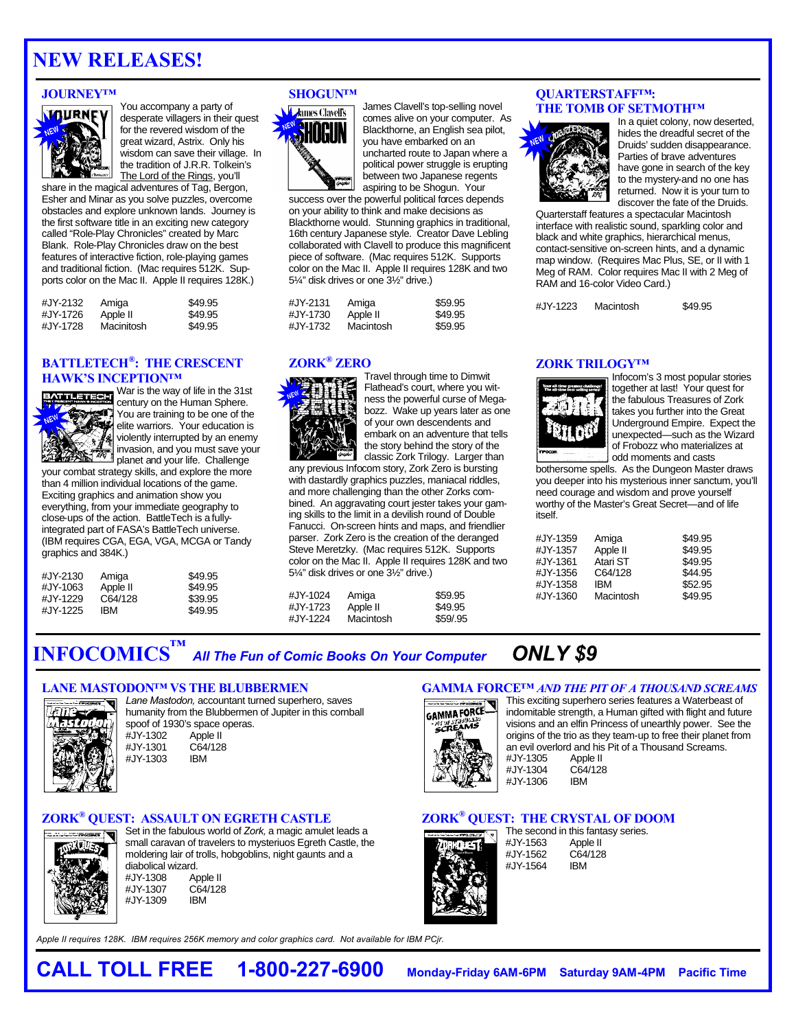# NEW RELEASES!

## JOURNEY™

You accompany a party of desperate villagers in their quest for the revered wisdom of the great wizard, Astrix. Only his wisdom can save their village. In the tradition of J.R.R. Tolkein's The Lord of the Rings, you'll share in the magical adventures of Tag, Bergon, Esher and Minar as you solve puzzles, overcome obstacles and explore unknown lands. Journey is the first software title in an exciting new category called "Role-Play Chronicles" created by Marc Blank. Role-Play Chronicles draw on the best features of interactive fiction, role-playing games and traditional fiction. (Mac requires 512K. Supports color on the Mac II. Apple II requires 128K.)

| | | |
|---|---|---|
| #JY-2132 | Amiga | $49.95 |
| #JY-1726 | Apple II | $49.95 |
| #JY-1728 | Macinitosh | $49.95 |

## SHOGUN™

James Clavell's top-selling novel comes alive on your computer. As Blackthorne, an English sea pilot, you have embarked on an uncharted route to Japan where a political power struggle is erupting between two Japanese regents aspiring to be Shogun. Your success over the powerful political forces depends on your ability to think and make decisions as Blackthorne would. Stunning graphics in traditional, 16th century Japanese style. Creator Dave Lebling collaborated with Clavell to produce this magnificent piece of software. (Mac requires 512K. Supports color on the Mac II. Apple II requires 128K and two 5¼" disk drives or one 3½" drive.)

| | | |
|---|---|---|
| #JY-2131 | Amiga | $59.95 |
| #JY-1730 | Apple II | $49.95 |
| #JY-1732 | Macintosh | $59.95 |

## QUARTERSTAFF™: THE TOMB OF SETMOTH™

In a quiet colony, now deserted, hides the dreadful secret of the Druids' sudden disappearance. Parties of brave adventures have gone in search of the key to the mystery-and no one has returned. Now it is your turn to discover the fate of the Druids. Quarterstaff features a spectacular Macintosh interface with realistic sound, sparkling color and black and white graphics, hierarchical menus, contact-sensitive on-screen hints, and a dynamic map window. (Requires Mac Plus, SE, or II with 1 Meg of RAM. Color requires Mac II with 2 Meg of RAM and 16-color Video Card.)

| | | |
|---|---|---|
| #JY-1223 | Macintosh | $49.95 |

## BATTLETECH®: THE CRESCENT HAWK'S INCEPTION™

War is the way of life in the 31st century on the Human Sphere. You are training to be one of the elite warriors. Your education is violently interrupted by an enemy invasion, and you must save your planet and your life. Challenge your combat strategy skills, and explore the more than 4 million individual locations of the game. Exciting graphics and animation show you everything, from your immediate geography to close-ups of the action. BattleTech is a fully-integrated part of FASA's BattleTech universe. (IBM requires CGA, EGA, VGA, MCGA or Tandy graphics and 384K.)

| | | |
|---|---|---|
| #JY-2130 | Amiga | $49.95 |
| #JY-1063 | Apple II | $49.95 |
| #JY-1229 | C64/128 | $39.95 |
| #JY-1225 | IBM | $49.95 |

## ZORK® ZERO

Travel through time to Dimwit Flathead's court, where you witness the powerful curse of Megabozz. Wake up years later as one of your own descendents and embark on an adventure that tells the story behind the story of the classic Zork Trilogy. Larger than any previous Infocom story, Zork Zero is bursting with dastardly graphics puzzles, maniacal riddles, and more challenging than the other Zorks combined. An aggravating court jester takes your gaming skills to the limit in a devilish round of Double Fanucci. On-screen hints and maps, and friendlier parser. Zork Zero is the creation of the deranged Steve Meretzky. (Mac requires 512K. Supports color on the Mac II. Apple II requires 128K and two 5¼" disk drives or one 3½" drive.)

| | | |
|---|---|---|
| #JY-1024 | Amiga | $59.95 |
| #JY-1723 | Apple II | $49.95 |
| #JY-1224 | Macintosh | $59/.95 |

## ZORK TRILOGY™

Infocom's 3 most popular stories together at last! Your quest for the fabulous Treasures of Zork takes you further into the Great Underground Empire. Expect the unexpected—such as the Wizard of Frobozz who materializes at odd moments and casts bothersome spells. As the Dungeon Master draws you deeper into his mysterious inner sanctum, you'll need courage and wisdom and prove yourself worthy of the Master's Great Secret—and of life itself.

| | | |
|---|---|---|
| #JY-1359 | Amiga | $49.95 |
| #JY-1357 | Apple II | $49.95 |
| #JY-1361 | Atari ST | $49.95 |
| #JY-1356 | C64/128 | $44.95 |
| #JY-1358 | IBM | $52.95 |
| #JY-1360 | Macintosh | $49.95 |

# INFOCOMICS™ *All The Fun of Comic Books On Your Computer* ***ONLY $9***

## LANE MASTODON™ VS THE BLUBBERMEN

*Lane Mastodon,* accountant turned superhero, saves humanity from the Blubbermen of Jupiter in this cornball spoof of 1930's space operas.

| | |
|---|---|
| #JY-1302 | Apple II |
| #JY-1301 | C64/128 |
| #JY-1303 | IBM |

## GAMMA FORCE™ *AND THE PIT OF A THOUSAND SCREAMS*

This exciting superhero series features a Waterbeast of indomitable strength, a Human gifted with flight and future visions and an elfin Princess of unearthly power. See the origins of the trio as they team-up to free their planet from an evil overlord and his Pit of a Thousand Screams.

| | |
|---|---|
| #JY-1305 | Apple II |
| #JY-1304 | C64/128 |
| #JY-1306 | IBM |

## ZORK® QUEST: ASSAULT ON EGRETH CASTLE

Set in the fabulous world of *Zork,* a magic amulet leads a small caravan of travelers to mysteriuos Egreth Castle, the moldering lair of trolls, hobgoblins, night gaunts and a diabolical wizard.

| | |
|---|---|
| #JY-1308 | Apple II |
| #JY-1307 | C64/128 |
| #JY-1309 | IBM |

## ZORK® QUEST: THE CRYSTAL OF DOOM

The second in this fantasy series.

| | |
|---|---|
| #JY-1563 | Apple II |
| #JY-1562 | C64/128 |
| #JY-1564 | IBM |

*Apple II requires 128K. IBM requires 256K memory and color graphics card. Not available for IBM PCjr.*

**CALL TOLL FREE 1-800-227-6900** **Monday-Friday 6AM-6PM Saturday 9AM-4PM Pacific Time**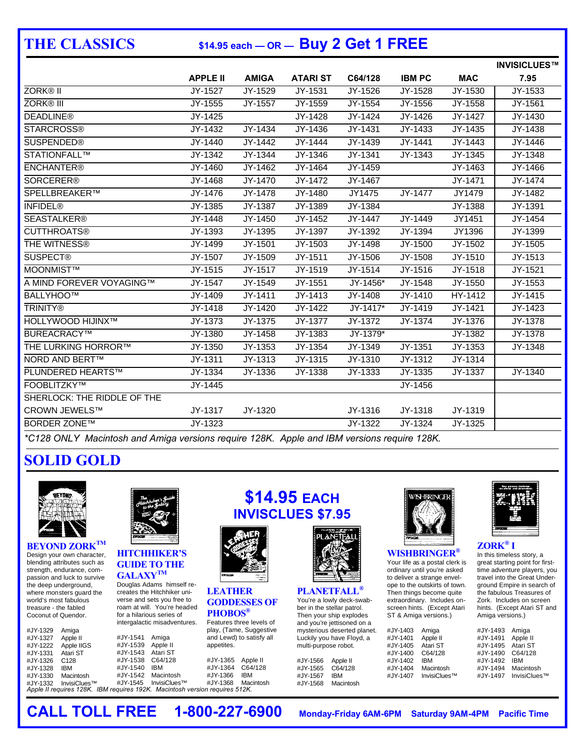# THE CLASSICS

**$14.95 each — OR — Buy 2 Get 1 FREE**

| | APPLE II | AMIGA | ATARI ST | C64/128 | IBM PC | MAC | INVISICLUES™ 7.95 |
|---|---|---|---|---|---|---|---|
| ZORK® II | JY-1527 | JY-1529 | JY-1531 | JY-1526 | JY-1528 | JY-1530 | JY-1533 |
| ZORK® III | JY-1555 | JY-1557 | JY-1559 | JY-1554 | JY-1556 | JY-1558 | JY-1561 |
| DEADLINE® | JY-1425 | | JY-1428 | JY-1424 | JY-1426 | JY-1427 | JY-1430 |
| STARCROSS® | JY-1432 | JY-1434 | JY-1436 | JY-1431 | JY-1433 | JY-1435 | JY-1438 |
| SUSPENDED® | JY-1440 | JY-1442 | JY-1444 | JY-1439 | JY-1441 | JY-1443 | JY-1446 |
| STATIONFALL™ | JY-1342 | JY-1344 | JY-1346 | JY-1341 | JY-1343 | JY-1345 | JY-1348 |
| ENCHANTER® | JY-1460 | JY-1462 | JY-1464 | JY-1459 | | JY-1463 | JY-1466 |
| SORCERER® | JY-1468 | JY-1470 | JY-1472 | JY-1467 | | JY-1471 | JY-1474 |
| SPELLBREAKER™ | JY-1476 | JY-1478 | JY-1480 | JY1475 | JY-1477 | JY1479 | JY-1482 |
| INFIDEL® | JY-1385 | JY-1387 | JY-1389 | JY-1384 | | JY-1388 | JY-1391 |
| SEASTALKER® | JY-1448 | JY-1450 | JY-1452 | JY-1447 | JY-1449 | JY1451 | JY-1454 |
| CUTTHROATS® | JY-1393 | JY-1395 | JY-1397 | JY-1392 | JY-1394 | JY1396 | JY-1399 |
| THE WITNESS® | JY-1499 | JY-1501 | JY-1503 | JY-1498 | JY-1500 | JY-1502 | JY-1505 |
| SUSPECT® | JY-1507 | JY-1509 | JY-1511 | JY-1506 | JY-1508 | JY-1510 | JY-1513 |
| MOONMIST™ | JY-1515 | JY-1517 | JY-1519 | JY-1514 | JY-1516 | JY-1518 | JY-1521 |
| A MIND FOREVER VOYAGING™ | JY-1547 | JY-1549 | JY-1551 | JY-1456* | JY-1548 | JY-1550 | JY-1553 |
| BALLYHOO™ | JY-1409 | JY-1411 | JY-1413 | JY-1408 | JY-1410 | HY-1412 | JY-1415 |
| TRINITY® | JY-1418 | JY-1420 | JY-1422 | JY-1417* | JY-1419 | JY-1421 | JY-1423 |
| HOLLYWOOD HIJINX™ | JY-1373 | JY-1375 | JY-1377 | JY-1372 | JY-1374 | JY-1376 | JY-1378 |
| BUREACRACY™ | JY-1380 | JY-1458 | JY-1383 | JY-1379* | | JY-1382 | JY-1378 |
| THE LURKING HORROR™ | JY-1350 | JY-1353 | JY-1354 | JY-1349 | JY-1351 | JY-1353 | JY-1348 |
| NORD AND BERT™ | JY-1311 | JY-1313 | JY-1315 | JY-1310 | JY-1312 | JY-1314 | |
| PLUNDERED HEARTS™ | JY-1334 | JY-1336 | JY-1338 | JY-1333 | JY-1335 | JY-1337 | JY-1340 |
| FOOBLITZKY™ | JY-1445 | | | | JY-1456 | | |
| SHERLOCK: THE RIDDLE OF THE CROWN JEWELS™ | JY-1317 | JY-1320 | | JY-1316 | JY-1318 | JY-1319 | |
| BORDER ZONE™ | JY-1323 | | | JY-1322 | JY-1324 | JY-1325 | |

*\*C128 ONLY Macintosh and Amiga versions require 128K. Apple and IBM versions require 128K.*

# SOLID GOLD

**$14.95 EACH**
**INVISCLUES $7.95**

### BEYOND ZORK™

Design your own character, blending attributes such as strength, endurance, compassion and luck to survive the deep underground, where monsters guard the world's most fabulous treasure - the fabled Coconut of Quendor.

#JY-1329 Amiga
#JY-1327 Apple II
#JY-1222 Apple IIGS
#JY-1331 Atari ST
#JY-1326 C128
#JY-1328 IBM
#JY-1330 Macintosh
#JY-1332 InvisiClues™

### HITCHHIKER'S GUIDE TO THE GALAXY™

Douglas Adams himself recreates the Hitchhiker universe and sets you free to roam at will. You're headed for a hilarious series of intergalactic misadventures.

#JY-1541 Amiga
#JY-1539 Apple II
#JY-1543 Atari ST
#JY-1538 C64/128
#JY-1540 IBM
#JY-1542 Macintosh
#JY-1545 InvisiClues™

### LEATHER GODDESSES OF PHOBOS®

Features three levels of play, (Tame, Suggestive and Lewd) to satisfy all appetites.

#JY-1365 Apple II
#JY-1364 C64/128
#JY-1366 IBM
#JY-1368 Macintosh

### PLANETFALL®

You're a lowly deck-swabber in the stellar patrol. Then your ship explodes and you're jettisoned on a mysterious deserted planet. Luckily you have Floyd, a multi-purpose robot.

#JY-1566 Apple II
#JY-1565 C64/128
#JY-1567 IBM
#JY-1568 Macintosh

### WISHBRINGER®

Your life as a postal clerk is ordinary until you're asked to deliver a strange envelope to the outskirts of town. Then things become quite extraordinary. Includes on-screen hints. (Except Atari ST & Amiga versions.)

#JY-1403 Amiga
#JY-1401 Apple II
#JY-1405 Atari ST
#JY-1400 C64/128
#JY-1402 IBM
#JY-1404 Macintosh
#JY-1407 InvisiClues™

### ZORK® I

In this timeless story, a great starting point for first-time adventure players, you travel into the Great Underground Empire in search of the fabulous Treasures of Zork. Includes on screen hints. (Except Atari ST and Amiga versions.)

#JY-1493 Amiga
#JY-1491 Apple II
#JY-1495 Atari ST
#JY-1490 C64/128
#JY-1492 IBM
#JY-1494 Macintosh
#JY-1497 InvisiClues™

*Apple II requires 128K. IBM requires 192K. Macintosh version requires 512K.*

**CALL TOLL FREE 1-800-227-6900** Monday-Friday 6AM-6PM Saturday 9AM-4PM Pacific Time